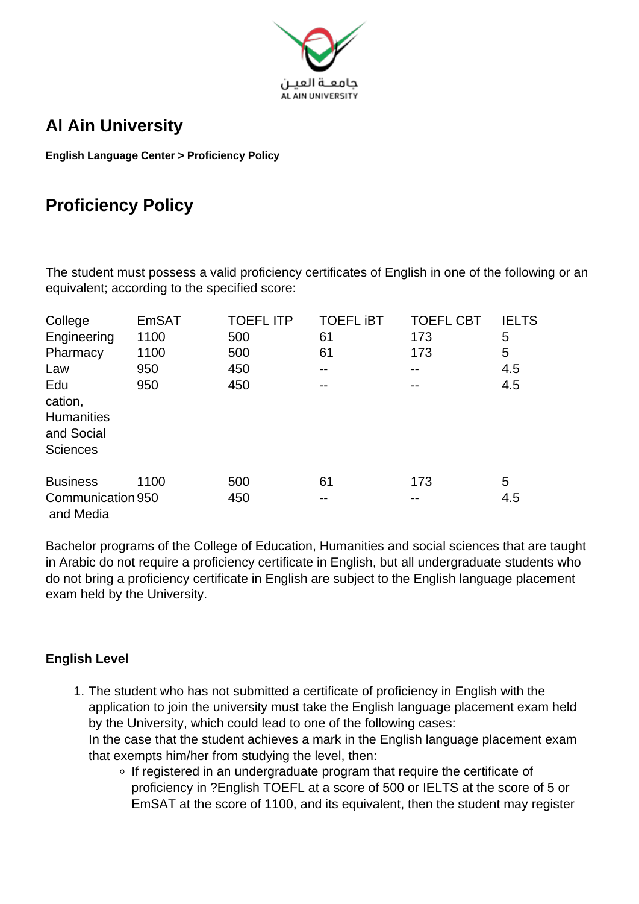# Al Ain University

**English Language Center > Proficiency Policy**

## Proficiency Policy

The student must possess a valid proficiency certificates of English in one of the following or an equivalent; according to the specified score:

| College | EmSAT | TOEFL ITP | TOEFL iBT | TOEFL CBT | IELTS |
|---|---|---|---|---|---|
| Engineering | 1100 | 500 | 61 | 173 | 5 |
| Pharmacy | 1100 | 500 | 61 | 173 | 5 |
| Law | 950 | 450 | -- | -- | 4.5 |
| Education, Humanities and Social Sciences | 950 | 450 | -- | -- | 4.5 |
| Business | 1100 | 500 | 61 | 173 | 5 |
| Communication and Media | 950 | 450 | -- | -- | 4.5 |

Bachelor programs of the College of Education, Humanities and social sciences that are taught in Arabic do not require a proficiency certificate in English, but all undergraduate students who do not bring a proficiency certificate in English are subject to the English language placement exam held by the University.

**English Level**

1. The student who has not submitted a certificate of proficiency in English with the application to join the university must take the English language placement exam held by the University, which could lead to one of the following cases:
   In the case that the student achieves a mark in the English language placement exam that exempts him/her from studying the level, then:
   - If registered in an undergraduate program that require the certificate of proficiency in ?English TOEFL at a score of 500 or IELTS at the score of 5 or EmSAT at the score of 1100, and its equivalent, then the student may register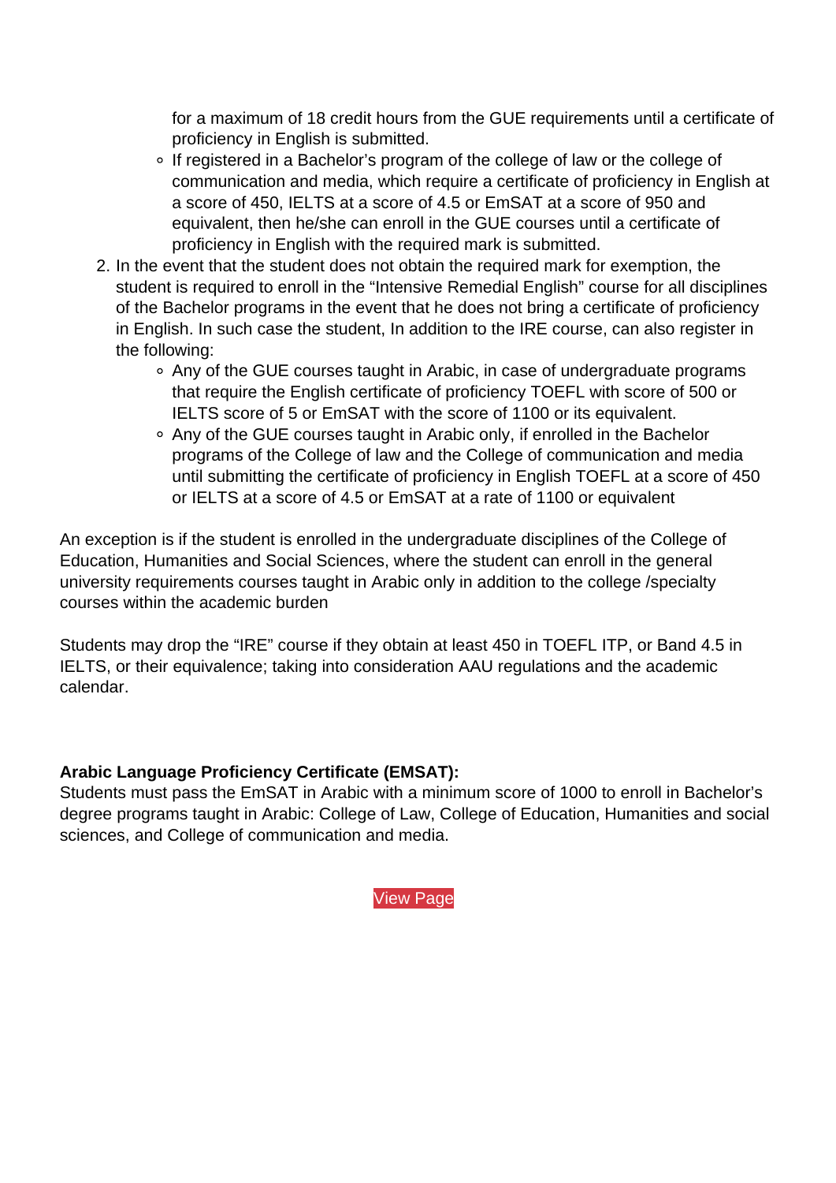for a maximum of 18 credit hours from the GUE requirements until a certificate of proficiency in English is submitted.

  - If registered in a Bachelor's program of the college of law or the college of communication and media, which require a certificate of proficiency in English at a score of 450, IELTS at a score of 4.5 or EmSAT at a score of 950 and equivalent, then he/she can enroll in the GUE courses until a certificate of proficiency in English with the required mark is submitted.

2. In the event that the student does not obtain the required mark for exemption, the student is required to enroll in the "Intensive Remedial English" course for all disciplines of the Bachelor programs in the event that he does not bring a certificate of proficiency in English. In such case the student, In addition to the IRE course, can also register in the following:
   - Any of the GUE courses taught in Arabic, in case of undergraduate programs that require the English certificate of proficiency TOEFL with score of 500 or IELTS score of 5 or EmSAT with the score of 1100 or its equivalent.
   - Any of the GUE courses taught in Arabic only, if enrolled in the Bachelor programs of the College of law and the College of communication and media until submitting the certificate of proficiency in English TOEFL at a score of 450 or IELTS at a score of 4.5 or EmSAT at a rate of 1100 or equivalent

An exception is if the student is enrolled in the undergraduate disciplines of the College of Education, Humanities and Social Sciences, where the student can enroll in the general university requirements courses taught in Arabic only in addition to the college /specialty courses within the academic burden

Students may drop the "IRE" course if they obtain at least 450 in TOEFL ITP, or Band 4.5 in IELTS, or their equivalence; taking into consideration AAU regulations and the academic calendar.

**Arabic Language Proficiency Certificate (EMSAT):**
Students must pass the EmSAT in Arabic with a minimum score of 1000 to enroll in Bachelor's degree programs taught in Arabic: College of Law, College of Education, Humanities and social sciences, and College of communication and media.

View Page